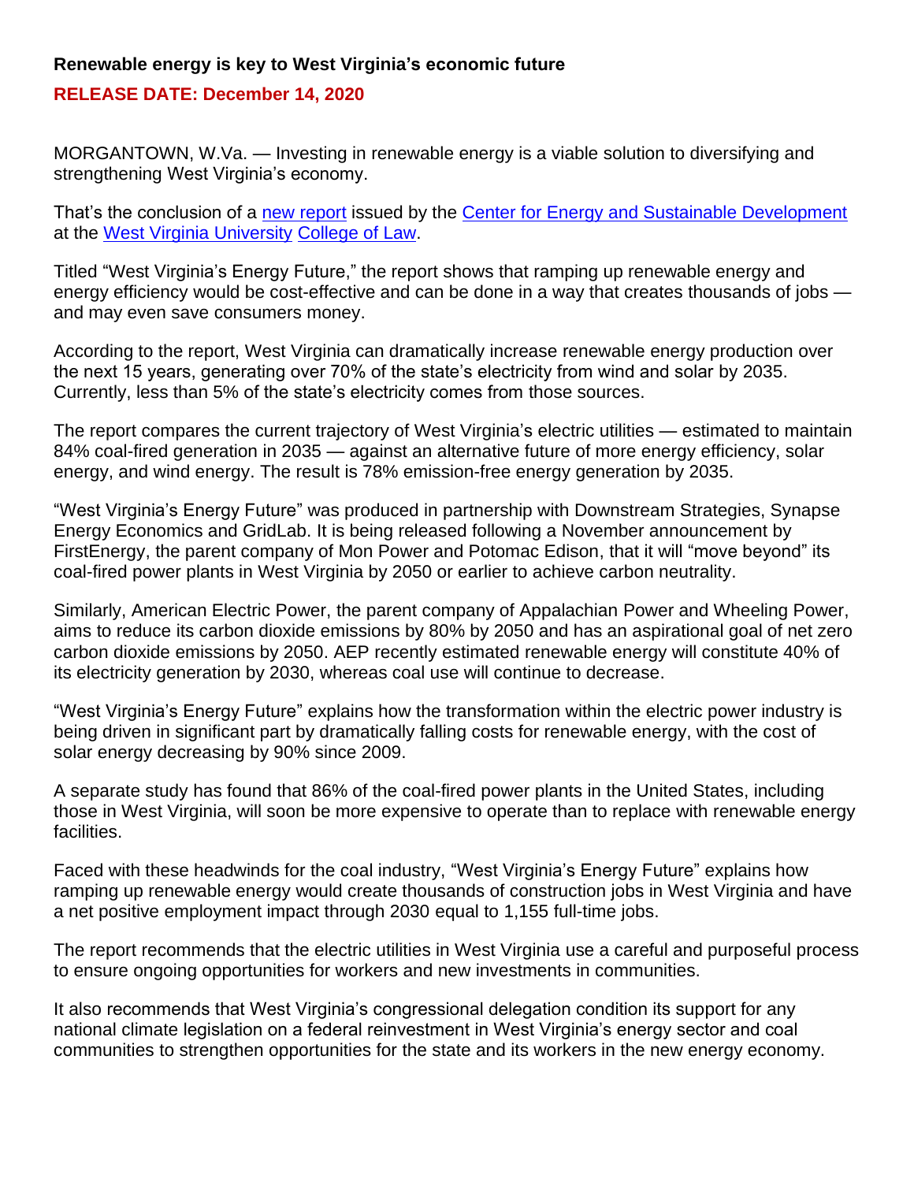**Renewable energy is key to West Virginia's economic future**

**RELEASE DATE: December 14, 2020**

MORGANTOWN, W.Va. — Investing in renewable energy is a viable solution to diversifying and strengthening West Virginia's economy.

That's the conclusion of a new report issued by the Center for Energy and Sustainable Development at the West Virginia University College of Law.

Titled "West Virginia's Energy Future," the report shows that ramping up renewable energy and energy efficiency would be cost-effective and can be done in a way that creates thousands of jobs — and may even save consumers money.

According to the report, West Virginia can dramatically increase renewable energy production over the next 15 years, generating over 70% of the state's electricity from wind and solar by 2035. Currently, less than 5% of the state's electricity comes from those sources.

The report compares the current trajectory of West Virginia's electric utilities — estimated to maintain 84% coal-fired generation in 2035 — against an alternative future of more energy efficiency, solar energy, and wind energy. The result is 78% emission-free energy generation by 2035.

"West Virginia's Energy Future" was produced in partnership with Downstream Strategies, Synapse Energy Economics and GridLab. It is being released following a November announcement by FirstEnergy, the parent company of Mon Power and Potomac Edison, that it will "move beyond" its coal-fired power plants in West Virginia by 2050 or earlier to achieve carbon neutrality.

Similarly, American Electric Power, the parent company of Appalachian Power and Wheeling Power, aims to reduce its carbon dioxide emissions by 80% by 2050 and has an aspirational goal of net zero carbon dioxide emissions by 2050. AEP recently estimated renewable energy will constitute 40% of its electricity generation by 2030, whereas coal use will continue to decrease.

"West Virginia's Energy Future" explains how the transformation within the electric power industry is being driven in significant part by dramatically falling costs for renewable energy, with the cost of solar energy decreasing by 90% since 2009.

A separate study has found that 86% of the coal-fired power plants in the United States, including those in West Virginia, will soon be more expensive to operate than to replace with renewable energy facilities.

Faced with these headwinds for the coal industry, "West Virginia's Energy Future" explains how ramping up renewable energy would create thousands of construction jobs in West Virginia and have a net positive employment impact through 2030 equal to 1,155 full-time jobs.

The report recommends that the electric utilities in West Virginia use a careful and purposeful process to ensure ongoing opportunities for workers and new investments in communities.

It also recommends that West Virginia's congressional delegation condition its support for any national climate legislation on a federal reinvestment in West Virginia's energy sector and coal communities to strengthen opportunities for the state and its workers in the new energy economy.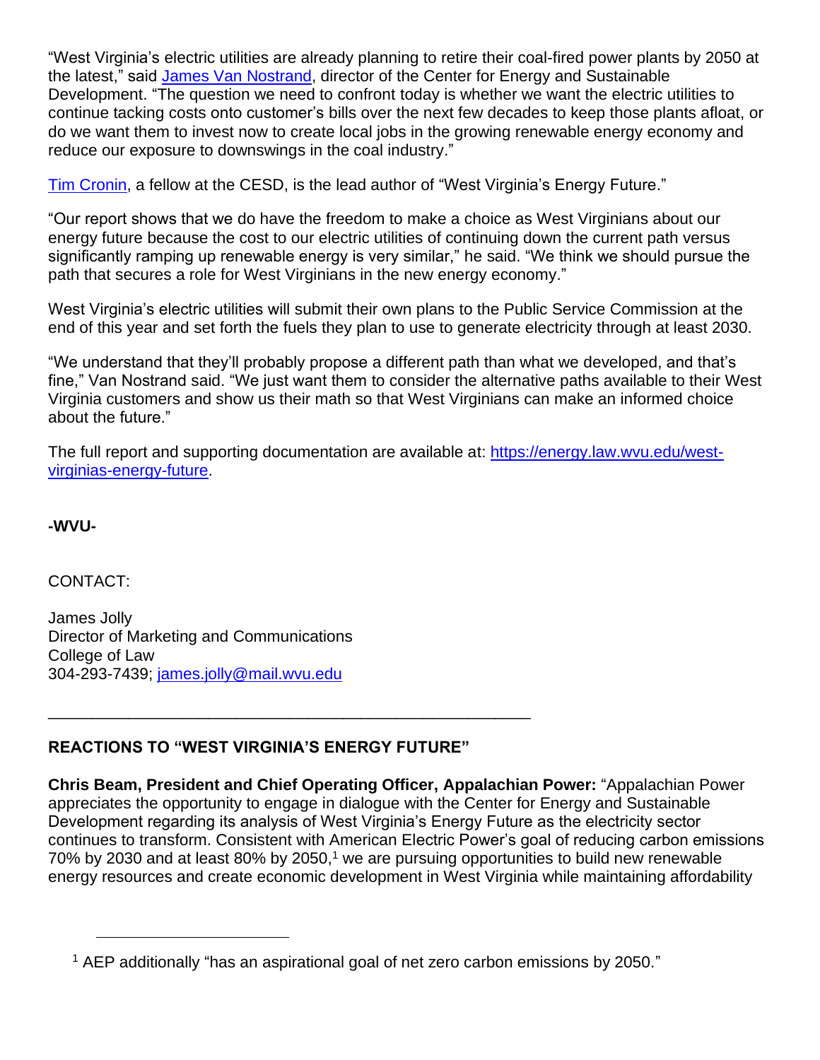"West Virginia's electric utilities are already planning to retire their coal-fired power plants by 2050 at the latest," said James Van Nostrand, director of the Center for Energy and Sustainable Development. "The question we need to confront today is whether we want the electric utilities to continue tacking costs onto customer's bills over the next few decades to keep those plants afloat, or do we want them to invest now to create local jobs in the growing renewable energy economy and reduce our exposure to downswings in the coal industry."

Tim Cronin, a fellow at the CESD, is the lead author of "West Virginia's Energy Future."

"Our report shows that we do have the freedom to make a choice as West Virginians about our energy future because the cost to our electric utilities of continuing down the current path versus significantly ramping up renewable energy is very similar," he said. "We think we should pursue the path that secures a role for West Virginians in the new energy economy."

West Virginia's electric utilities will submit their own plans to the Public Service Commission at the end of this year and set forth the fuels they plan to use to generate electricity through at least 2030.

"We understand that they'll probably propose a different path than what we developed, and that's fine," Van Nostrand said. "We just want them to consider the alternative paths available to their West Virginia customers and show us their math so that West Virginians can make an informed choice about the future."

The full report and supporting documentation are available at: https://energy.law.wvu.edu/west-virginias-energy-future.

**-WVU-**

CONTACT:

James Jolly
Director of Marketing and Communications
College of Law
304-293-7439; james.jolly@mail.wvu.edu

---

**REACTIONS TO "WEST VIRGINIA'S ENERGY FUTURE"**

**Chris Beam, President and Chief Operating Officer, Appalachian Power:** "Appalachian Power appreciates the opportunity to engage in dialogue with the Center for Energy and Sustainable Development regarding its analysis of West Virginia's Energy Future as the electricity sector continues to transform. Consistent with American Electric Power's goal of reducing carbon emissions 70% by 2030 and at least 80% by 2050,[1] we are pursuing opportunities to build new renewable energy resources and create economic development in West Virginia while maintaining affordability

[1] AEP additionally "has an aspirational goal of net zero carbon emissions by 2050."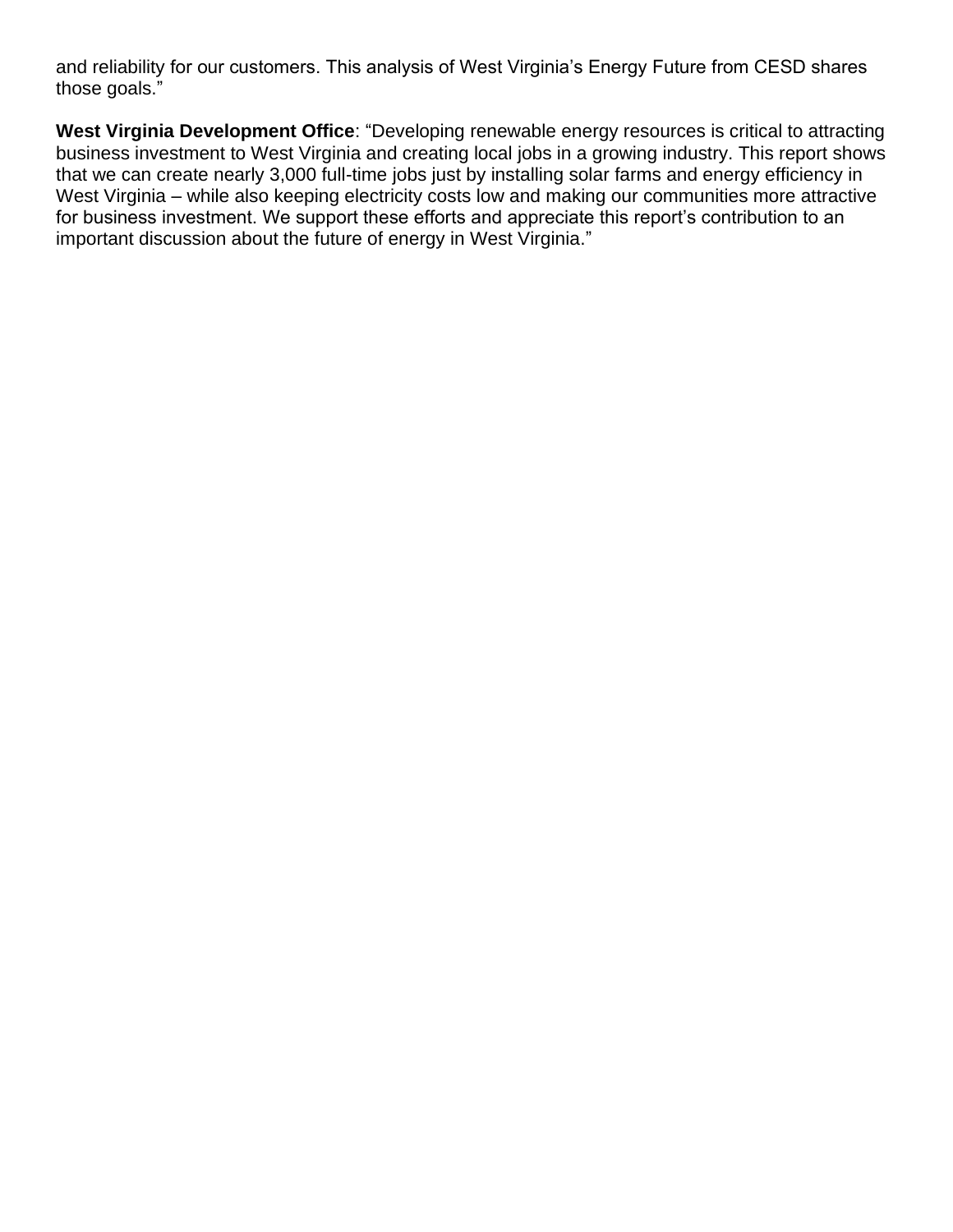and reliability for our customers. This analysis of West Virginia's Energy Future from CESD shares those goals."

**West Virginia Development Office**: "Developing renewable energy resources is critical to attracting business investment to West Virginia and creating local jobs in a growing industry. This report shows that we can create nearly 3,000 full-time jobs just by installing solar farms and energy efficiency in West Virginia – while also keeping electricity costs low and making our communities more attractive for business investment. We support these efforts and appreciate this report's contribution to an important discussion about the future of energy in West Virginia."